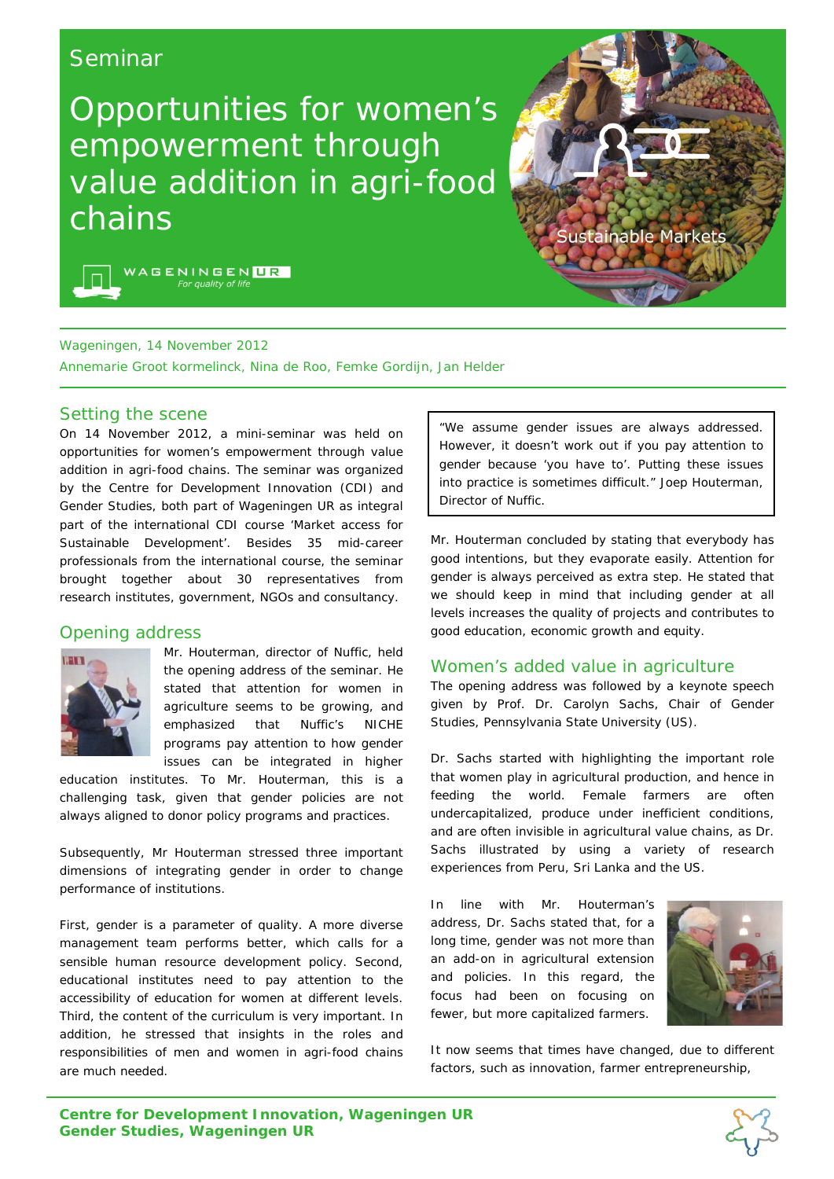Seminar

# Opportunities for women's empowerment through value addition in agri-food chains

Sustainable Markets

WAGENINGEN UR
*For quality of life*

Wageningen, 14 November 2012

Annemarie Groot kormelinck, Nina de Roo, Femke Gordijn, Jan Helder

## Setting the scene

On 14 November 2012, a mini-seminar was held on opportunities for women's empowerment through value addition in agri-food chains. The seminar was organized by the Centre for Development Innovation (CDI) and Gender Studies, both part of Wageningen UR as integral part of the international CDI course 'Market access for Sustainable Development'. Besides 35 mid-career professionals from the international course, the seminar brought together about 30 representatives from research institutes, government, NGOs and consultancy.

## Opening address

Mr. Houterman, director of Nuffic, held the opening address of the seminar. He stated that attention for women in agriculture seems to be growing, and emphasized that Nuffic's NICHE programs pay attention to how gender issues can be integrated in higher education institutes. To Mr. Houterman, this is a challenging task, given that gender policies are not always aligned to donor policy programs and practices.

Subsequently, Mr Houterman stressed three important dimensions of integrating gender in order to change performance of institutions.

First, gender is a parameter of quality. A more diverse management team performs better, which calls for a sensible human resource development policy. Second, educational institutes need to pay attention to the accessibility of education for women at different levels. Third, the content of the curriculum is very important. In addition, he stressed that insights in the roles and responsibilities of men and women in agri-food chains are much needed.

> "We assume gender issues are always addressed. However, it doesn't work out if you pay attention to gender because 'you have to'. Putting these issues into practice is sometimes difficult." Joep Houterman, Director of Nuffic.

Mr. Houterman concluded by stating that everybody has good intentions, but they evaporate easily. Attention for gender is always perceived as extra step. He stated that we should keep in mind that including gender at all levels increases the quality of projects and contributes to good education, economic growth and equity.

## Women's added value in agriculture

The opening address was followed by a keynote speech given by Prof. Dr. Carolyn Sachs, Chair of Gender Studies, Pennsylvania State University (US).

Dr. Sachs started with highlighting the important role that women play in agricultural production, and hence in feeding the world. Female farmers are often undercapitalized, produce under inefficient conditions, and are often invisible in agricultural value chains, as Dr. Sachs illustrated by using a variety of research experiences from Peru, Sri Lanka and the US.

In line with Mr. Houterman's address, Dr. Sachs stated that, for a long time, gender was not more than an add-on in agricultural extension and policies. In this regard, the focus had been on focusing on fewer, but more capitalized farmers.

It now seems that times have changed, due to different factors, such as innovation, farmer entrepreneurship,

**Centre for Development Innovation, Wageningen UR**
**Gender Studies, Wageningen UR**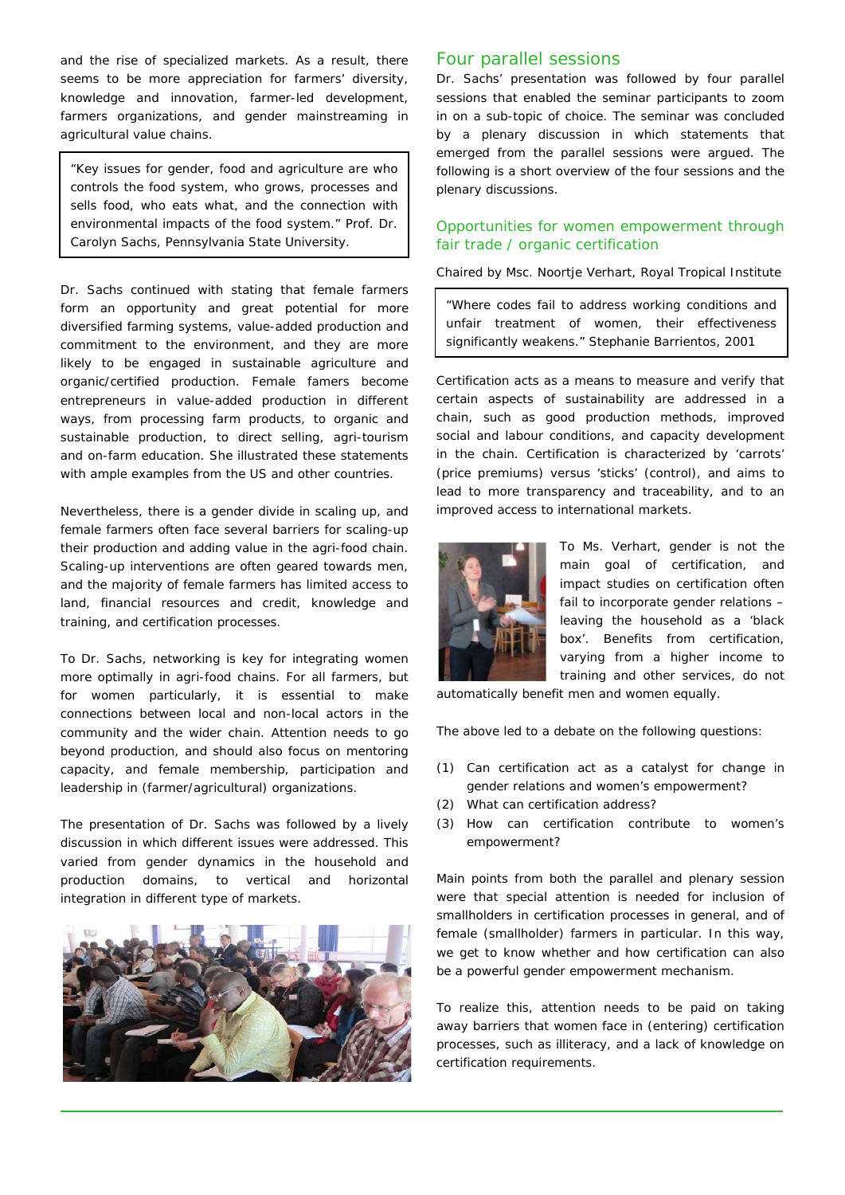and the rise of specialized markets. As a result, there seems to be more appreciation for farmers' diversity, knowledge and innovation, farmer-led development, farmers organizations, and gender mainstreaming in agricultural value chains.

> "Key issues for gender, food and agriculture are who controls the food system, who grows, processes and sells food, who eats what, and the connection with environmental impacts of the food system." Prof. Dr. Carolyn Sachs, Pennsylvania State University.

Dr. Sachs continued with stating that female farmers form an opportunity and great potential for more diversified farming systems, value-added production and commitment to the environment, and they are more likely to be engaged in sustainable agriculture and organic/certified production. Female famers become entrepreneurs in value-added production in different ways, from processing farm products, to organic and sustainable production, to direct selling, agri-tourism and on-farm education. She illustrated these statements with ample examples from the US and other countries.

Nevertheless, there is a gender divide in scaling up, and female farmers often face several barriers for scaling-up their production and adding value in the agri-food chain. Scaling-up interventions are often geared towards men, and the majority of female farmers has limited access to land, financial resources and credit, knowledge and training, and certification processes.

To Dr. Sachs, networking is key for integrating women more optimally in agri-food chains. For all farmers, but for women particularly, it is essential to make connections between local and non-local actors in the community and the wider chain. Attention needs to go beyond production, and should also focus on mentoring capacity, and female membership, participation and leadership in (farmer/agricultural) organizations.

The presentation of Dr. Sachs was followed by a lively discussion in which different issues were addressed. This varied from gender dynamics in the household and production domains, to vertical and horizontal integration in different type of markets.

## Four parallel sessions

Dr. Sachs' presentation was followed by four parallel sessions that enabled the seminar participants to zoom in on a sub-topic of choice. The seminar was concluded by a plenary discussion in which statements that emerged from the parallel sessions were argued. The following is a short overview of the four sessions and the plenary discussions.

### Opportunities for women empowerment through fair trade / organic certification

Chaired by Msc. Noortje Verhart, Royal Tropical Institute

> "Where codes fail to address working conditions and unfair treatment of women, their effectiveness significantly weakens." Stephanie Barrientos, 2001

Certification acts as a means to measure and verify that certain aspects of sustainability are addressed in a chain, such as good production methods, improved social and labour conditions, and capacity development in the chain. Certification is characterized by 'carrots' (price premiums) versus 'sticks' (control), and aims to lead to more transparency and traceability, and to an improved access to international markets.

To Ms. Verhart, gender is not the main goal of certification, and impact studies on certification often fail to incorporate gender relations – leaving the household as a 'black box'. Benefits from certification, varying from a higher income to training and other services, do not automatically benefit men and women equally.

The above led to a debate on the following questions:

(1) Can certification act as a catalyst for change in gender relations and women's empowerment?
(2) What can certification address?
(3) How can certification contribute to women's empowerment?

Main points from both the parallel and plenary session were that special attention is needed for inclusion of smallholders in certification processes in general, and of female (smallholder) farmers in particular. In this way, we get to know whether and how certification can also be a powerful gender empowerment mechanism.

To realize this, attention needs to be paid on taking away barriers that women face in (entering) certification processes, such as illiteracy, and a lack of knowledge on certification requirements.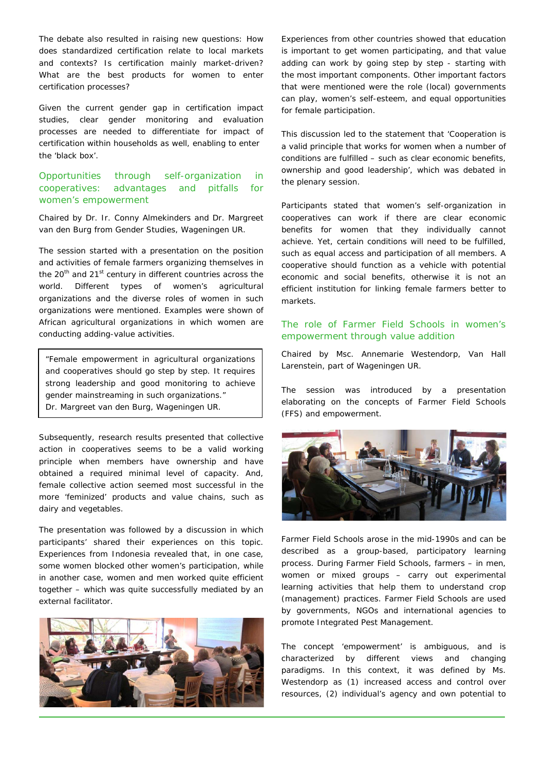The debate also resulted in raising new questions: How does standardized certification relate to local markets and contexts? Is certification mainly market-driven? What are the best products for women to enter certification processes?

Given the current gender gap in certification impact studies, clear gender monitoring and evaluation processes are needed to differentiate for impact of certification within households as well, enabling to enter the 'black box'.

## Opportunities through self-organization in cooperatives: advantages and pitfalls for women's empowerment

Chaired by Dr. Ir. Conny Almekinders and Dr. Margreet van den Burg from Gender Studies, Wageningen UR.

The session started with a presentation on the position and activities of female farmers organizing themselves in the 20th and 21st century in different countries across the world. Different types of women's agricultural organizations and the diverse roles of women in such organizations were mentioned. Examples were shown of African agricultural organizations in which women are conducting adding-value activities.

> "Female empowerment in agricultural organizations and cooperatives should go step by step. It requires strong leadership and good monitoring to achieve gender mainstreaming in such organizations."
> Dr. Margreet van den Burg, Wageningen UR.

Subsequently, research results presented that collective action in cooperatives seems to be a valid working principle when members have ownership and have obtained a required minimal level of capacity. And, female collective action seemed most successful in the more 'feminized' products and value chains, such as dairy and vegetables.

The presentation was followed by a discussion in which participants' shared their experiences on this topic. Experiences from Indonesia revealed that, in one case, some women blocked other women's participation, while in another case, women and men worked quite efficient together – which was quite successfully mediated by an external facilitator.

Experiences from other countries showed that education is important to get women participating, and that value adding can work by going step by step - starting with the most important components. Other important factors that were mentioned were the role (local) governments can play, women's self-esteem, and equal opportunities for female participation.

This discussion led to the statement that 'Cooperation is a valid principle that works for women when a number of conditions are fulfilled – such as clear economic benefits, ownership and good leadership', which was debated in the plenary session.

Participants stated that women's self-organization in cooperatives can work if there are clear economic benefits for women that they individually cannot achieve. Yet, certain conditions will need to be fulfilled, such as equal access and participation of all members. A cooperative should function as a vehicle with potential economic and social benefits, otherwise it is not an efficient institution for linking female farmers better to markets.

## The role of Farmer Field Schools in women's empowerment through value addition

Chaired by Msc. Annemarie Westendorp, Van Hall Larenstein, part of Wageningen UR.

The session was introduced by a presentation elaborating on the concepts of Farmer Field Schools (FFS) and empowerment.

Farmer Field Schools arose in the mid-1990s and can be described as a group-based, participatory learning process. During Farmer Field Schools, farmers – in men, women or mixed groups – carry out experimental learning activities that help them to understand crop (management) practices. Farmer Field Schools are used by governments, NGOs and international agencies to promote Integrated Pest Management.

The concept 'empowerment' is ambiguous, and is characterized by different views and changing paradigms. In this context, it was defined by Ms. Westendorp as (1) increased access and control over resources, (2) individual's agency and own potential to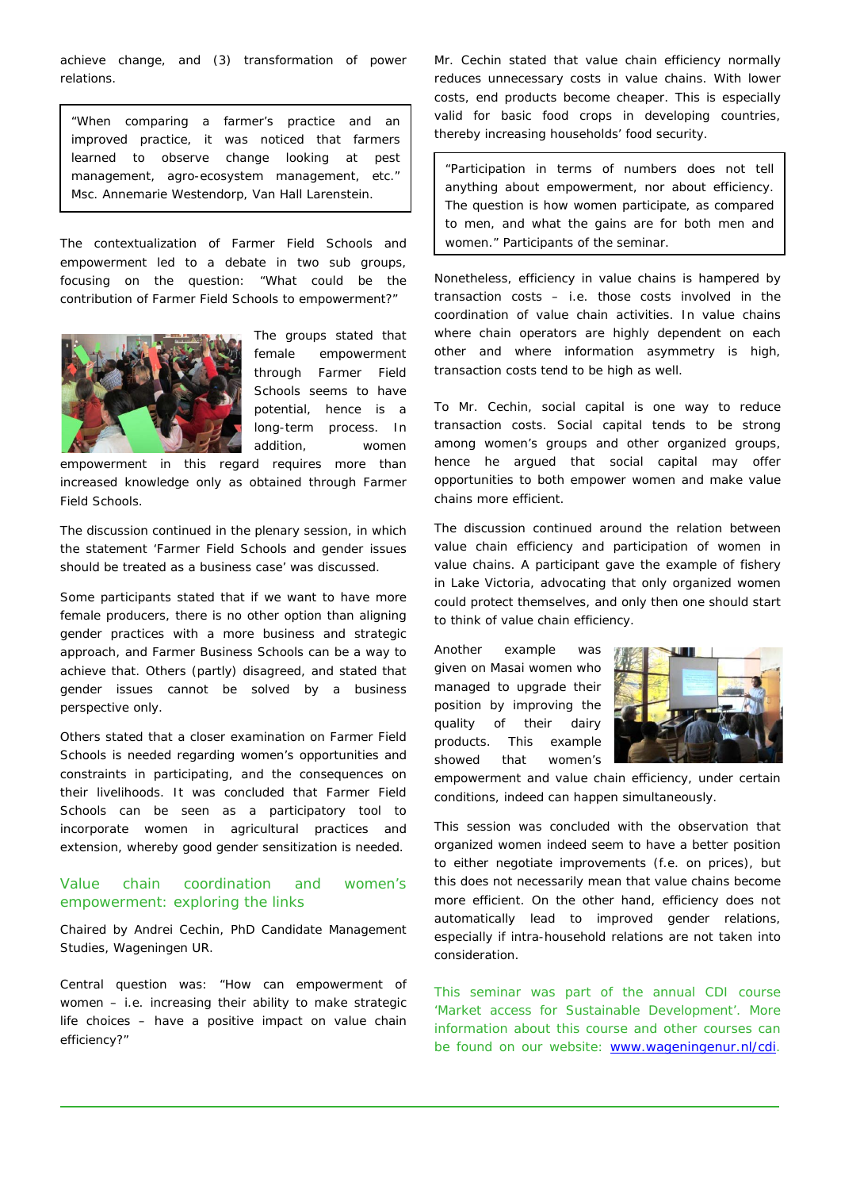achieve change, and (3) transformation of power relations.

> "When comparing a farmer's practice and an improved practice, it was noticed that farmers learned to observe change looking at pest management, agro-ecosystem management, etc." Msc. Annemarie Westendorp, Van Hall Larenstein.

The contextualization of Farmer Field Schools and empowerment led to a debate in two sub groups, focusing on the question: "What could be the contribution of Farmer Field Schools to empowerment?"

The groups stated that female empowerment through Farmer Field Schools seems to have potential, hence is a long-term process. In addition, women empowerment in this regard requires more than increased knowledge only as obtained through Farmer Field Schools.

The discussion continued in the plenary session, in which the statement 'Farmer Field Schools and gender issues should be treated as a business case' was discussed.

Some participants stated that if we want to have more female producers, there is no other option than aligning gender practices with a more business and strategic approach, and Farmer Business Schools can be a way to achieve that. Others (partly) disagreed, and stated that gender issues cannot be solved by a business perspective only.

Others stated that a closer examination on Farmer Field Schools is needed regarding women's opportunities and constraints in participating, and the consequences on their livelihoods. It was concluded that Farmer Field Schools can be seen as a participatory tool to incorporate women in agricultural practices and extension, whereby good gender sensitization is needed.

## Value chain coordination and women's empowerment: exploring the links

Chaired by Andrei Cechin, PhD Candidate Management Studies, Wageningen UR.

Central question was: "How can empowerment of women – i.e. increasing their ability to make strategic life choices – have a positive impact on value chain efficiency?"

Mr. Cechin stated that value chain efficiency normally reduces unnecessary costs in value chains. With lower costs, end products become cheaper. This is especially valid for basic food crops in developing countries, thereby increasing households' food security.

> "Participation in terms of numbers does not tell anything about empowerment, nor about efficiency. The question is how women participate, as compared to men, and what the gains are for both men and women." Participants of the seminar.

Nonetheless, efficiency in value chains is hampered by transaction costs – i.e. those costs involved in the coordination of value chain activities. In value chains where chain operators are highly dependent on each other and where information asymmetry is high, transaction costs tend to be high as well.

To Mr. Cechin, social capital is one way to reduce transaction costs. Social capital tends to be strong among women's groups and other organized groups, hence he argued that social capital may offer opportunities to both empower women and make value chains more efficient.

The discussion continued around the relation between value chain efficiency and participation of women in value chains. A participant gave the example of fishery in Lake Victoria, advocating that only organized women could protect themselves, and only then one should start to think of value chain efficiency.

Another example was given on Masai women who managed to upgrade their position by improving the quality of their dairy products. This example showed that women's empowerment and value chain efficiency, under certain conditions, indeed can happen simultaneously.

This session was concluded with the observation that organized women indeed seem to have a better position to either negotiate improvements (f.e. on prices), but this does not necessarily mean that value chains become more efficient. On the other hand, efficiency does not automatically lead to improved gender relations, especially if intra-household relations are not taken into consideration.

This seminar was part of the annual CDI course 'Market access for Sustainable Development'. More information about this course and other courses can be found on our website: [www.wageningenur.nl/cdi](www.wageningenur.nl/cdi).